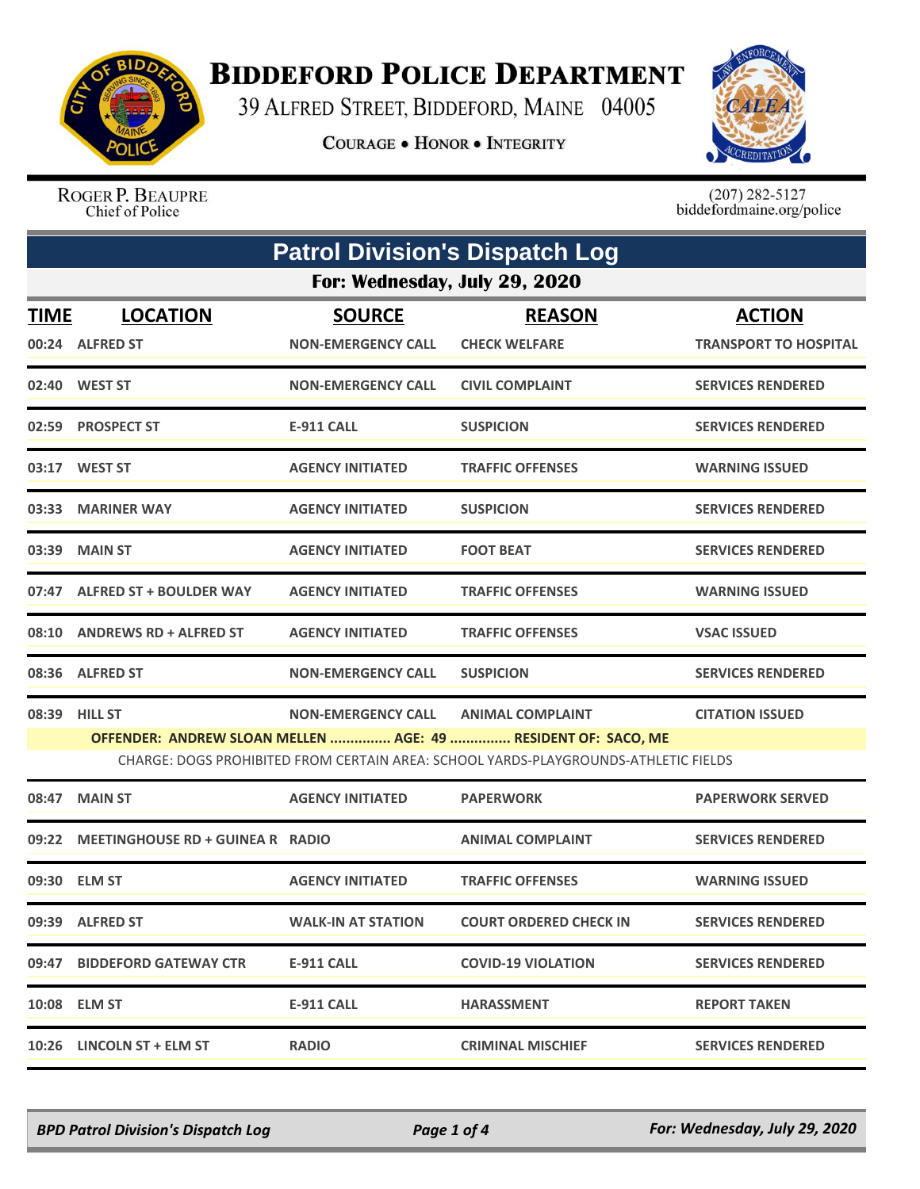# BIDDEFORD POLICE DEPARTMENT

39 ALFRED STREET, BIDDEFORD, MAINE 04005

COURAGE • HONOR • INTEGRITY

ROGER P. BEAUPRE
Chief of Police

(207) 282-5127
biddefordmaine.org/police

## Patrol Division's Dispatch Log

### For: Wednesday, July 29, 2020

| TIME | LOCATION | SOURCE | REASON | ACTION |
|---|---|---|---|---|
| 00:24 | ALFRED ST | NON-EMERGENCY CALL | CHECK WELFARE | TRANSPORT TO HOSPITAL |
| 02:40 | WEST ST | NON-EMERGENCY CALL | CIVIL COMPLAINT | SERVICES RENDERED |
| 02:59 | PROSPECT ST | E-911 CALL | SUSPICION | SERVICES RENDERED |
| 03:17 | WEST ST | AGENCY INITIATED | TRAFFIC OFFENSES | WARNING ISSUED |
| 03:33 | MARINER WAY | AGENCY INITIATED | SUSPICION | SERVICES RENDERED |
| 03:39 | MAIN ST | AGENCY INITIATED | FOOT BEAT | SERVICES RENDERED |
| 07:47 | ALFRED ST + BOULDER WAY | AGENCY INITIATED | TRAFFIC OFFENSES | WARNING ISSUED |
| 08:10 | ANDREWS RD + ALFRED ST | AGENCY INITIATED | TRAFFIC OFFENSES | VSAC ISSUED |
| 08:36 | ALFRED ST | NON-EMERGENCY CALL | SUSPICION | SERVICES RENDERED |
| 08:39 | HILL ST | NON-EMERGENCY CALL | ANIMAL COMPLAINT | CITATION ISSUED |
| | OFFENDER: ANDREW SLOAN MELLEN ............... AGE: 49 ............... RESIDENT OF: SACO, ME | | | |
| | CHARGE: DOGS PROHIBITED FROM CERTAIN AREA: SCHOOL YARDS-PLAYGROUNDS-ATHLETIC FIELDS | | | |
| 08:47 | MAIN ST | AGENCY INITIATED | PAPERWORK | PAPERWORK SERVED |
| 09:22 | MEETINGHOUSE RD + GUINEA R | RADIO | ANIMAL COMPLAINT | SERVICES RENDERED |
| 09:30 | ELM ST | AGENCY INITIATED | TRAFFIC OFFENSES | WARNING ISSUED |
| 09:39 | ALFRED ST | WALK-IN AT STATION | COURT ORDERED CHECK IN | SERVICES RENDERED |
| 09:47 | BIDDEFORD GATEWAY CTR | E-911 CALL | COVID-19 VIOLATION | SERVICES RENDERED |
| 10:08 | ELM ST | E-911 CALL | HARASSMENT | REPORT TAKEN |
| 10:26 | LINCOLN ST + ELM ST | RADIO | CRIMINAL MISCHIEF | SERVICES RENDERED |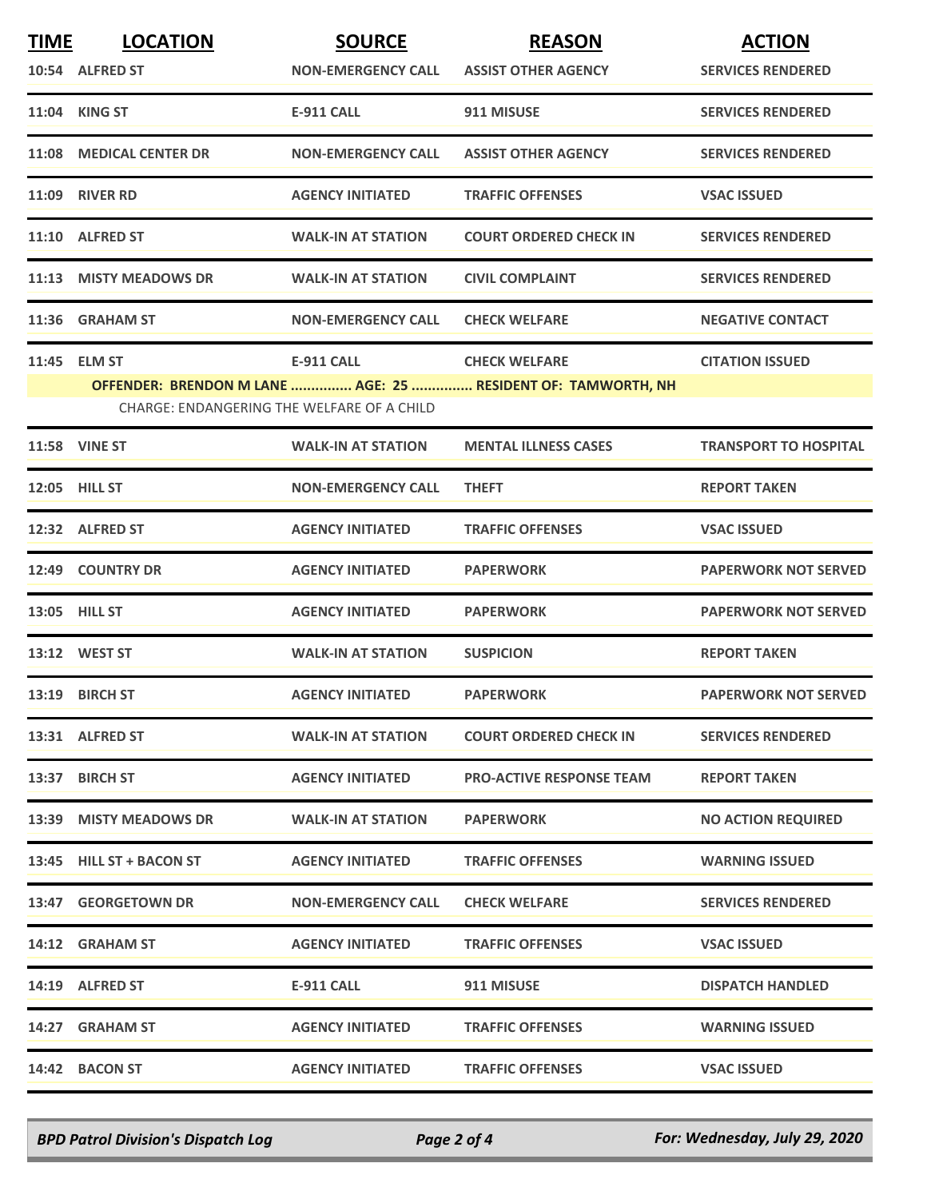| TIME | LOCATION | SOURCE | REASON | ACTION |
|---|---|---|---|---|
| 10:54 | ALFRED ST | NON-EMERGENCY CALL | ASSIST OTHER AGENCY | SERVICES RENDERED |
| 11:04 | KING ST | E-911 CALL | 911 MISUSE | SERVICES RENDERED |
| 11:08 | MEDICAL CENTER DR | NON-EMERGENCY CALL | ASSIST OTHER AGENCY | SERVICES RENDERED |
| 11:09 | RIVER RD | AGENCY INITIATED | TRAFFIC OFFENSES | VSAC ISSUED |
| 11:10 | ALFRED ST | WALK-IN AT STATION | COURT ORDERED CHECK IN | SERVICES RENDERED |
| 11:13 | MISTY MEADOWS DR | WALK-IN AT STATION | CIVIL COMPLAINT | SERVICES RENDERED |
| 11:36 | GRAHAM ST | NON-EMERGENCY CALL | CHECK WELFARE | NEGATIVE CONTACT |
| 11:45 | ELM ST | E-911 CALL | CHECK WELFARE | CITATION ISSUED |
| | OFFENDER: BRENDON M LANE ............... AGE: 25 ............... RESIDENT OF: TAMWORTH, NH | | | |
| | CHARGE: ENDANGERING THE WELFARE OF A CHILD | | | |
| 11:58 | VINE ST | WALK-IN AT STATION | MENTAL ILLNESS CASES | TRANSPORT TO HOSPITAL |
| 12:05 | HILL ST | NON-EMERGENCY CALL | THEFT | REPORT TAKEN |
| 12:32 | ALFRED ST | AGENCY INITIATED | TRAFFIC OFFENSES | VSAC ISSUED |
| 12:49 | COUNTRY DR | AGENCY INITIATED | PAPERWORK | PAPERWORK NOT SERVED |
| 13:05 | HILL ST | AGENCY INITIATED | PAPERWORK | PAPERWORK NOT SERVED |
| 13:12 | WEST ST | WALK-IN AT STATION | SUSPICION | REPORT TAKEN |
| 13:19 | BIRCH ST | AGENCY INITIATED | PAPERWORK | PAPERWORK NOT SERVED |
| 13:31 | ALFRED ST | WALK-IN AT STATION | COURT ORDERED CHECK IN | SERVICES RENDERED |
| 13:37 | BIRCH ST | AGENCY INITIATED | PRO-ACTIVE RESPONSE TEAM | REPORT TAKEN |
| 13:39 | MISTY MEADOWS DR | WALK-IN AT STATION | PAPERWORK | NO ACTION REQUIRED |
| 13:45 | HILL ST + BACON ST | AGENCY INITIATED | TRAFFIC OFFENSES | WARNING ISSUED |
| 13:47 | GEORGETOWN DR | NON-EMERGENCY CALL | CHECK WELFARE | SERVICES RENDERED |
| 14:12 | GRAHAM ST | AGENCY INITIATED | TRAFFIC OFFENSES | VSAC ISSUED |
| 14:19 | ALFRED ST | E-911 CALL | 911 MISUSE | DISPATCH HANDLED |
| 14:27 | GRAHAM ST | AGENCY INITIATED | TRAFFIC OFFENSES | WARNING ISSUED |
| 14:42 | BACON ST | AGENCY INITIATED | TRAFFIC OFFENSES | VSAC ISSUED |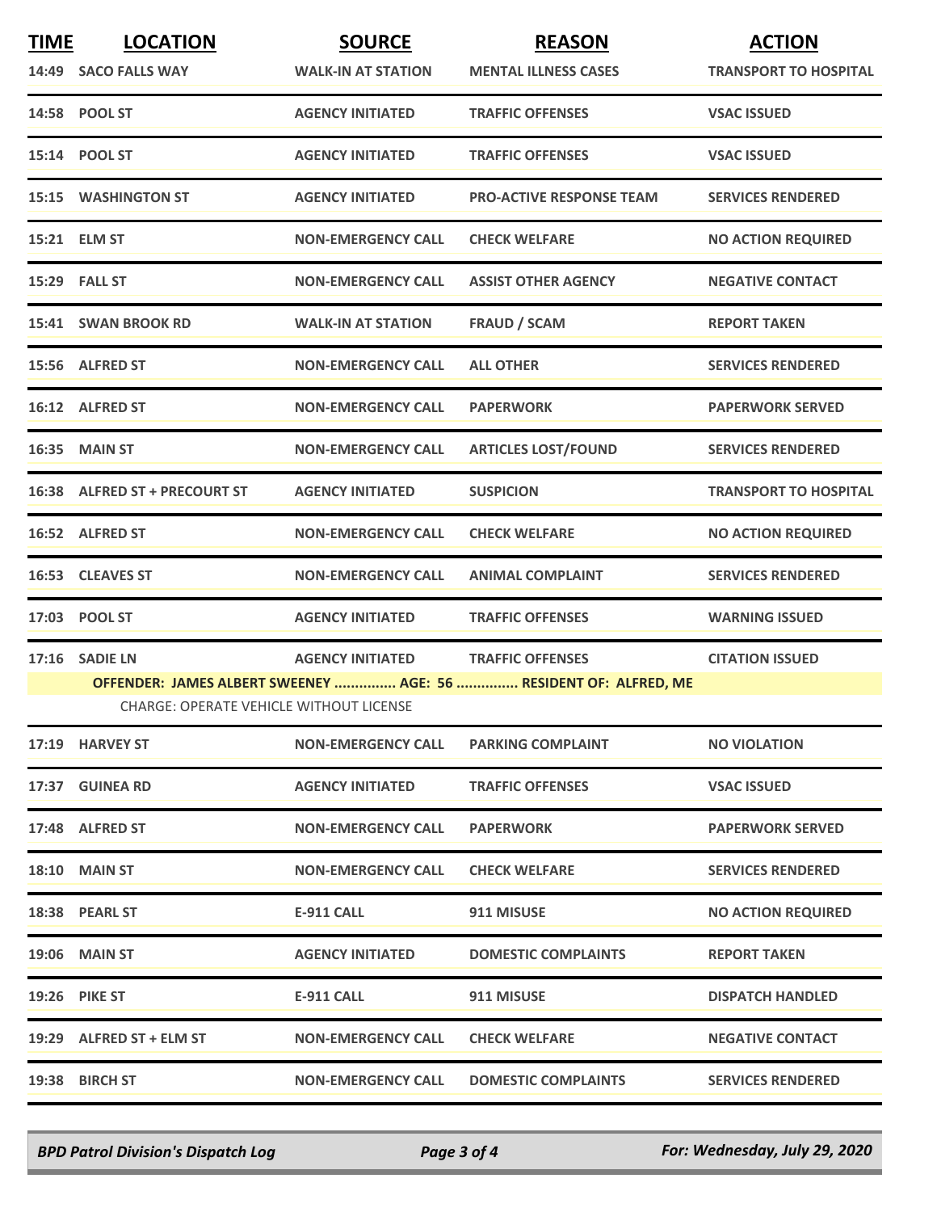| TIME | LOCATION | SOURCE | REASON | ACTION |
|---|---|---|---|---|
| 14:49 | SACO FALLS WAY | WALK-IN AT STATION | MENTAL ILLNESS CASES | TRANSPORT TO HOSPITAL |
| 14:58 | POOL ST | AGENCY INITIATED | TRAFFIC OFFENSES | VSAC ISSUED |
| 15:14 | POOL ST | AGENCY INITIATED | TRAFFIC OFFENSES | VSAC ISSUED |
| 15:15 | WASHINGTON ST | AGENCY INITIATED | PRO-ACTIVE RESPONSE TEAM | SERVICES RENDERED |
| 15:21 | ELM ST | NON-EMERGENCY CALL | CHECK WELFARE | NO ACTION REQUIRED |
| 15:29 | FALL ST | NON-EMERGENCY CALL | ASSIST OTHER AGENCY | NEGATIVE CONTACT |
| 15:41 | SWAN BROOK RD | WALK-IN AT STATION | FRAUD / SCAM | REPORT TAKEN |
| 15:56 | ALFRED ST | NON-EMERGENCY CALL | ALL OTHER | SERVICES RENDERED |
| 16:12 | ALFRED ST | NON-EMERGENCY CALL | PAPERWORK | PAPERWORK SERVED |
| 16:35 | MAIN ST | NON-EMERGENCY CALL | ARTICLES LOST/FOUND | SERVICES RENDERED |
| 16:38 | ALFRED ST + PRECOURT ST | AGENCY INITIATED | SUSPICION | TRANSPORT TO HOSPITAL |
| 16:52 | ALFRED ST | NON-EMERGENCY CALL | CHECK WELFARE | NO ACTION REQUIRED |
| 16:53 | CLEAVES ST | NON-EMERGENCY CALL | ANIMAL COMPLAINT | SERVICES RENDERED |
| 17:03 | POOL ST | AGENCY INITIATED | TRAFFIC OFFENSES | WARNING ISSUED |
| 17:16 | SADIE LN | AGENCY INITIATED | TRAFFIC OFFENSES | CITATION ISSUED |
| | OFFENDER: JAMES ALBERT SWEENEY ............... AGE: 56 ............... RESIDENT OF: ALFRED, ME | | | |
| | CHARGE: OPERATE VEHICLE WITHOUT LICENSE | | | |
| 17:19 | HARVEY ST | NON-EMERGENCY CALL | PARKING COMPLAINT | NO VIOLATION |
| 17:37 | GUINEA RD | AGENCY INITIATED | TRAFFIC OFFENSES | VSAC ISSUED |
| 17:48 | ALFRED ST | NON-EMERGENCY CALL | PAPERWORK | PAPERWORK SERVED |
| 18:10 | MAIN ST | NON-EMERGENCY CALL | CHECK WELFARE | SERVICES RENDERED |
| 18:38 | PEARL ST | E-911 CALL | 911 MISUSE | NO ACTION REQUIRED |
| 19:06 | MAIN ST | AGENCY INITIATED | DOMESTIC COMPLAINTS | REPORT TAKEN |
| 19:26 | PIKE ST | E-911 CALL | 911 MISUSE | DISPATCH HANDLED |
| 19:29 | ALFRED ST + ELM ST | NON-EMERGENCY CALL | CHECK WELFARE | NEGATIVE CONTACT |
| 19:38 | BIRCH ST | NON-EMERGENCY CALL | DOMESTIC COMPLAINTS | SERVICES RENDERED |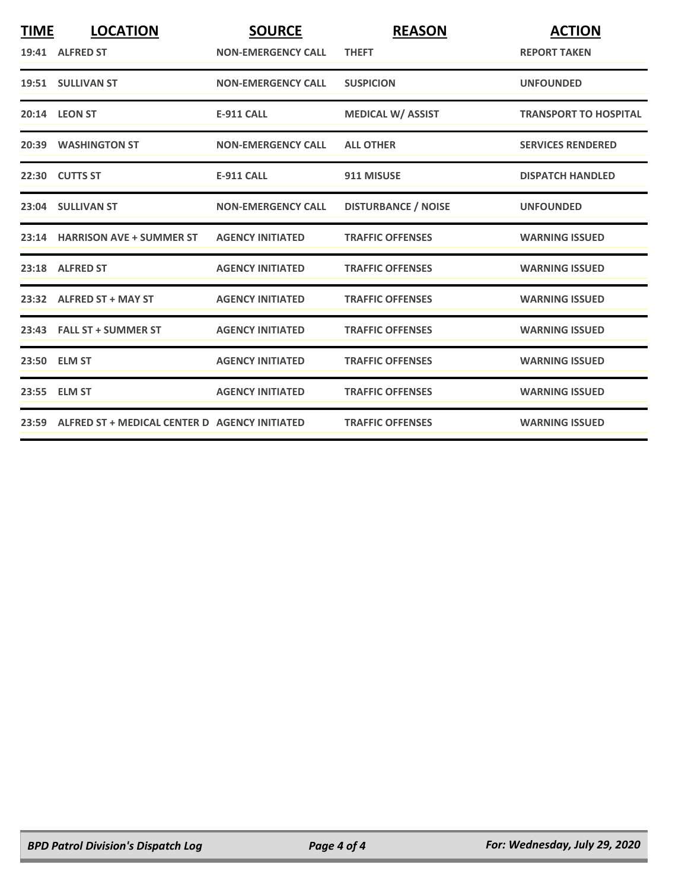| TIME | LOCATION | SOURCE | REASON | ACTION |
|---|---|---|---|---|
| 19:41 | ALFRED ST | NON-EMERGENCY CALL | THEFT | REPORT TAKEN |
| 19:51 | SULLIVAN ST | NON-EMERGENCY CALL | SUSPICION | UNFOUNDED |
| 20:14 | LEON ST | E-911 CALL | MEDICAL W/ ASSIST | TRANSPORT TO HOSPITAL |
| 20:39 | WASHINGTON ST | NON-EMERGENCY CALL | ALL OTHER | SERVICES RENDERED |
| 22:30 | CUTTS ST | E-911 CALL | 911 MISUSE | DISPATCH HANDLED |
| 23:04 | SULLIVAN ST | NON-EMERGENCY CALL | DISTURBANCE / NOISE | UNFOUNDED |
| 23:14 | HARRISON AVE + SUMMER ST | AGENCY INITIATED | TRAFFIC OFFENSES | WARNING ISSUED |
| 23:18 | ALFRED ST | AGENCY INITIATED | TRAFFIC OFFENSES | WARNING ISSUED |
| 23:32 | ALFRED ST + MAY ST | AGENCY INITIATED | TRAFFIC OFFENSES | WARNING ISSUED |
| 23:43 | FALL ST + SUMMER ST | AGENCY INITIATED | TRAFFIC OFFENSES | WARNING ISSUED |
| 23:50 | ELM ST | AGENCY INITIATED | TRAFFIC OFFENSES | WARNING ISSUED |
| 23:55 | ELM ST | AGENCY INITIATED | TRAFFIC OFFENSES | WARNING ISSUED |
| 23:59 | ALFRED ST + MEDICAL CENTER D | AGENCY INITIATED | TRAFFIC OFFENSES | WARNING ISSUED |